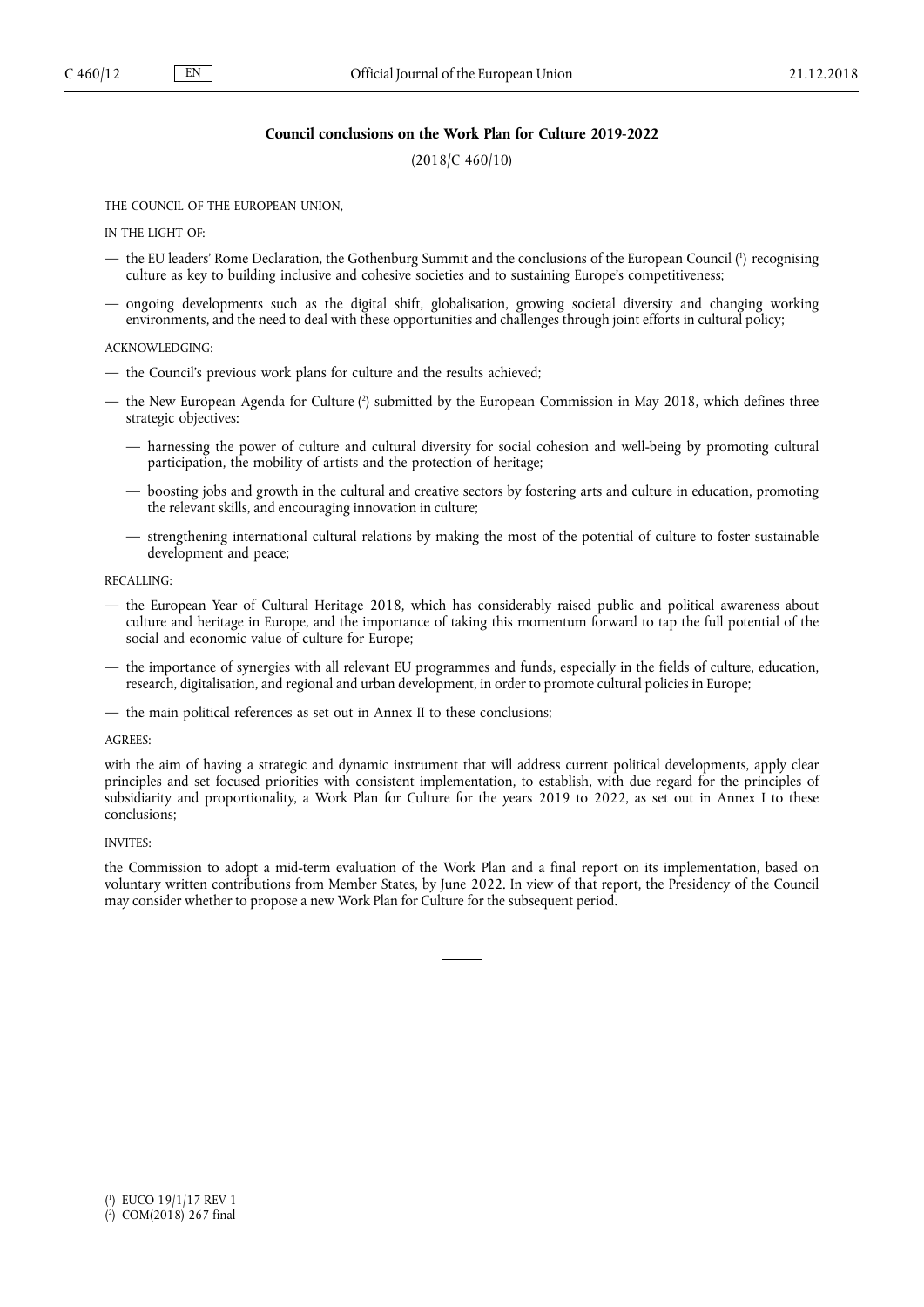# Council conclusions on the Work Plan for Culture 2019-2022

(2018/C 460/10)

THE COUNCIL OF THE EUROPEAN UNION,

IN THE LIGHT OF:

— the EU leaders' Rome Declaration, the Gothenburg Summit and the conclusions of the European Council [1] recognising culture as key to building inclusive and cohesive societies and to sustaining Europe's competitiveness;

— ongoing developments such as the digital shift, globalisation, growing societal diversity and changing working environments, and the need to deal with these opportunities and challenges through joint efforts in cultural policy;

ACKNOWLEDGING:

— the Council's previous work plans for culture and the results achieved;

— the New European Agenda for Culture [2] submitted by the European Commission in May 2018, which defines three strategic objectives:

  — harnessing the power of culture and cultural diversity for social cohesion and well-being by promoting cultural participation, the mobility of artists and the protection of heritage;

  — boosting jobs and growth in the cultural and creative sectors by fostering arts and culture in education, promoting the relevant skills, and encouraging innovation in culture;

  — strengthening international cultural relations by making the most of the potential of culture to foster sustainable development and peace;

RECALLING:

— the European Year of Cultural Heritage 2018, which has considerably raised public and political awareness about culture and heritage in Europe, and the importance of taking this momentum forward to tap the full potential of the social and economic value of culture for Europe;

— the importance of synergies with all relevant EU programmes and funds, especially in the fields of culture, education, research, digitalisation, and regional and urban development, in order to promote cultural policies in Europe;

— the main political references as set out in Annex II to these conclusions;

AGREES:

with the aim of having a strategic and dynamic instrument that will address current political developments, apply clear principles and set focused priorities with consistent implementation, to establish, with due regard for the principles of subsidiarity and proportionality, a Work Plan for Culture for the years 2019 to 2022, as set out in Annex I to these conclusions;

INVITES:

the Commission to adopt a mid-term evaluation of the Work Plan and a final report on its implementation, based on voluntary written contributions from Member States, by June 2022. In view of that report, the Presidency of the Council may consider whether to propose a new Work Plan for Culture for the subsequent period.

---

[1] EUCO 19/1/17 REV 1

[2] COM(2018) 267 final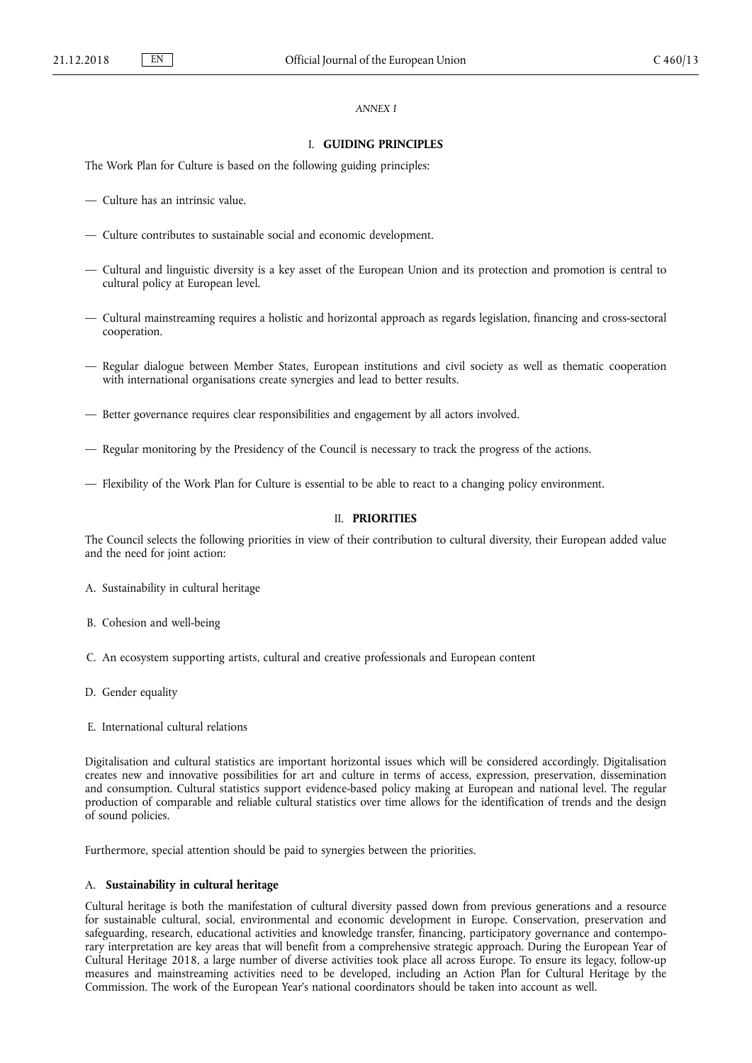*ANNEX I*

## I. GUIDING PRINCIPLES

The Work Plan for Culture is based on the following guiding principles:

— Culture has an intrinsic value.

— Culture contributes to sustainable social and economic development.

— Cultural and linguistic diversity is a key asset of the European Union and its protection and promotion is central to cultural policy at European level.

— Cultural mainstreaming requires a holistic and horizontal approach as regards legislation, financing and cross-sectoral cooperation.

— Regular dialogue between Member States, European institutions and civil society as well as thematic cooperation with international organisations create synergies and lead to better results.

— Better governance requires clear responsibilities and engagement by all actors involved.

— Regular monitoring by the Presidency of the Council is necessary to track the progress of the actions.

— Flexibility of the Work Plan for Culture is essential to be able to react to a changing policy environment.

## II. PRIORITIES

The Council selects the following priorities in view of their contribution to cultural diversity, their European added value and the need for joint action:

A. Sustainability in cultural heritage

B. Cohesion and well-being

C. An ecosystem supporting artists, cultural and creative professionals and European content

D. Gender equality

E. International cultural relations

Digitalisation and cultural statistics are important horizontal issues which will be considered accordingly. Digitalisation creates new and innovative possibilities for art and culture in terms of access, expression, preservation, dissemination and consumption. Cultural statistics support evidence-based policy making at European and national level. The regular production of comparable and reliable cultural statistics over time allows for the identification of trends and the design of sound policies.

Furthermore, special attention should be paid to synergies between the priorities.

### A. Sustainability in cultural heritage

Cultural heritage is both the manifestation of cultural diversity passed down from previous generations and a resource for sustainable cultural, social, environmental and economic development in Europe. Conservation, preservation and safeguarding, research, educational activities and knowledge transfer, financing, participatory governance and contemporary interpretation are key areas that will benefit from a comprehensive strategic approach. During the European Year of Cultural Heritage 2018, a large number of diverse activities took place all across Europe. To ensure its legacy, follow-up measures and mainstreaming activities need to be developed, including an Action Plan for Cultural Heritage by the Commission. The work of the European Year's national coordinators should be taken into account as well.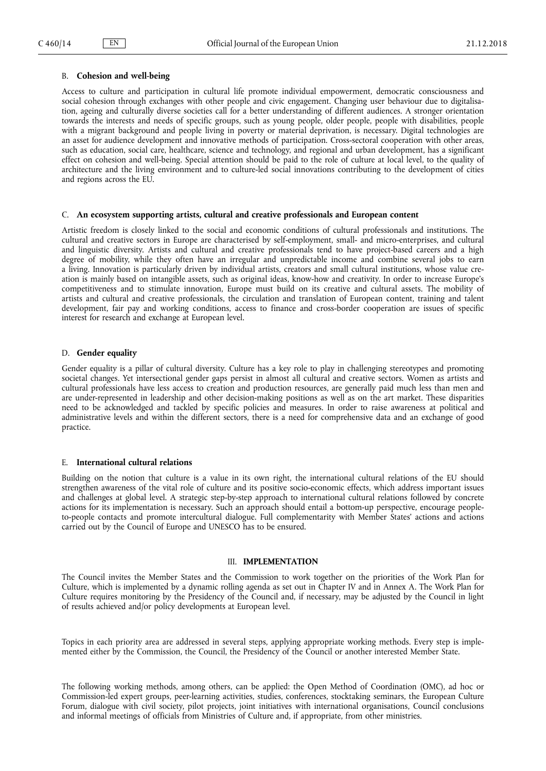### B. **Cohesion and well-being**

Access to culture and participation in cultural life promote individual empowerment, democratic consciousness and social cohesion through exchanges with other people and civic engagement. Changing user behaviour due to digitalisation, ageing and culturally diverse societies call for a better understanding of different audiences. A stronger orientation towards the interests and needs of specific groups, such as young people, older people, people with disabilities, people with a migrant background and people living in poverty or material deprivation, is necessary. Digital technologies are an asset for audience development and innovative methods of participation. Cross-sectoral cooperation with other areas, such as education, social care, healthcare, science and technology, and regional and urban development, has a significant effect on cohesion and well-being. Special attention should be paid to the role of culture at local level, to the quality of architecture and the living environment and to culture-led social innovations contributing to the development of cities and regions across the EU.

### C. **An ecosystem supporting artists, cultural and creative professionals and European content**

Artistic freedom is closely linked to the social and economic conditions of cultural professionals and institutions. The cultural and creative sectors in Europe are characterised by self-employment, small- and micro-enterprises, and cultural and linguistic diversity. Artists and cultural and creative professionals tend to have project-based careers and a high degree of mobility, while they often have an irregular and unpredictable income and combine several jobs to earn a living. Innovation is particularly driven by individual artists, creators and small cultural institutions, whose value creation is mainly based on intangible assets, such as original ideas, know-how and creativity. In order to increase Europe's competitiveness and to stimulate innovation, Europe must build on its creative and cultural assets. The mobility of artists and cultural and creative professionals, the circulation and translation of European content, training and talent development, fair pay and working conditions, access to finance and cross-border cooperation are issues of specific interest for research and exchange at European level.

### D. **Gender equality**

Gender equality is a pillar of cultural diversity. Culture has a key role to play in challenging stereotypes and promoting societal changes. Yet intersectional gender gaps persist in almost all cultural and creative sectors. Women as artists and cultural professionals have less access to creation and production resources, are generally paid much less than men and are under-represented in leadership and other decision-making positions as well as on the art market. These disparities need to be acknowledged and tackled by specific policies and measures. In order to raise awareness at political and administrative levels and within the different sectors, there is a need for comprehensive data and an exchange of good practice.

### E. **International cultural relations**

Building on the notion that culture is a value in its own right, the international cultural relations of the EU should strengthen awareness of the vital role of culture and its positive socio-economic effects, which address important issues and challenges at global level. A strategic step-by-step approach to international cultural relations followed by concrete actions for its implementation is necessary. Such an approach should entail a bottom-up perspective, encourage people-to-people contacts and promote intercultural dialogue. Full complementarity with Member States' actions and actions carried out by the Council of Europe and UNESCO has to be ensured.

## III. **IMPLEMENTATION**

The Council invites the Member States and the Commission to work together on the priorities of the Work Plan for Culture, which is implemented by a dynamic rolling agenda as set out in Chapter IV and in Annex A. The Work Plan for Culture requires monitoring by the Presidency of the Council and, if necessary, may be adjusted by the Council in light of results achieved and/or policy developments at European level.

Topics in each priority area are addressed in several steps, applying appropriate working methods. Every step is implemented either by the Commission, the Council, the Presidency of the Council or another interested Member State.

The following working methods, among others, can be applied: the Open Method of Coordination (OMC), ad hoc or Commission-led expert groups, peer-learning activities, studies, conferences, stocktaking seminars, the European Culture Forum, dialogue with civil society, pilot projects, joint initiatives with international organisations, Council conclusions and informal meetings of officials from Ministries of Culture and, if appropriate, from other ministries.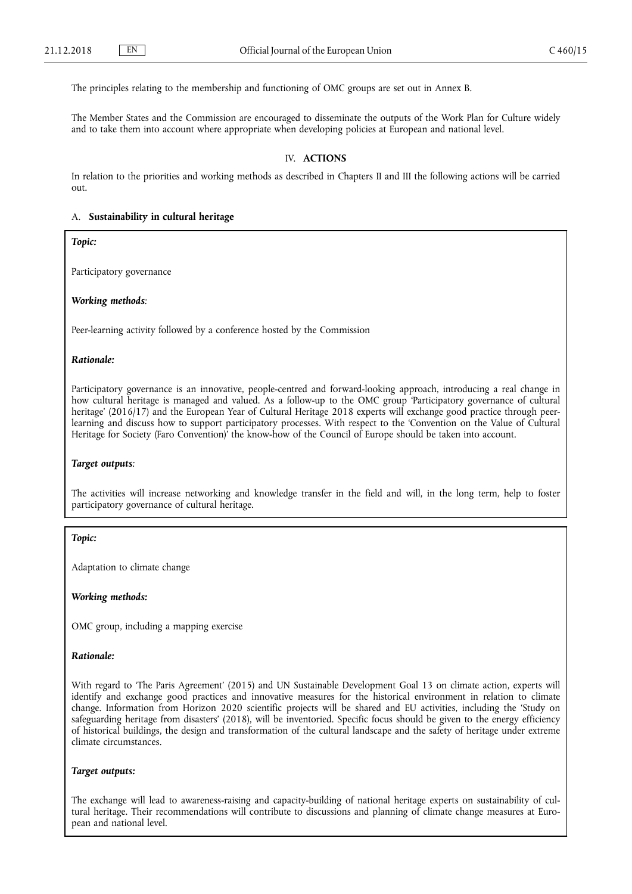The principles relating to the membership and functioning of OMC groups are set out in Annex B.

The Member States and the Commission are encouraged to disseminate the outputs of the Work Plan for Culture widely and to take them into account where appropriate when developing policies at European and national level.

## IV. **ACTIONS**

In relation to the priorities and working methods as described in Chapters II and III the following actions will be carried out.

### A. **Sustainability in cultural heritage**

***Topic:***

Participatory governance

***Working methods:***

Peer-learning activity followed by a conference hosted by the Commission

***Rationale:***

Participatory governance is an innovative, people-centred and forward-looking approach, introducing a real change in how cultural heritage is managed and valued. As a follow-up to the OMC group 'Participatory governance of cultural heritage' (2016/17) and the European Year of Cultural Heritage 2018 experts will exchange good practice through peer-learning and discuss how to support participatory processes. With respect to the 'Convention on the Value of Cultural Heritage for Society (Faro Convention)' the know-how of the Council of Europe should be taken into account.

***Target outputs:***

The activities will increase networking and knowledge transfer in the field and will, in the long term, help to foster participatory governance of cultural heritage.

***Topic:***

Adaptation to climate change

***Working methods:***

OMC group, including a mapping exercise

***Rationale:***

With regard to 'The Paris Agreement' (2015) and UN Sustainable Development Goal 13 on climate action, experts will identify and exchange good practices and innovative measures for the historical environment in relation to climate change. Information from Horizon 2020 scientific projects will be shared and EU activities, including the 'Study on safeguarding heritage from disasters' (2018), will be inventoried. Specific focus should be given to the energy efficiency of historical buildings, the design and transformation of the cultural landscape and the safety of heritage under extreme climate circumstances.

***Target outputs:***

The exchange will lead to awareness-raising and capacity-building of national heritage experts on sustainability of cultural heritage. Their recommendations will contribute to discussions and planning of climate change measures at European and national level.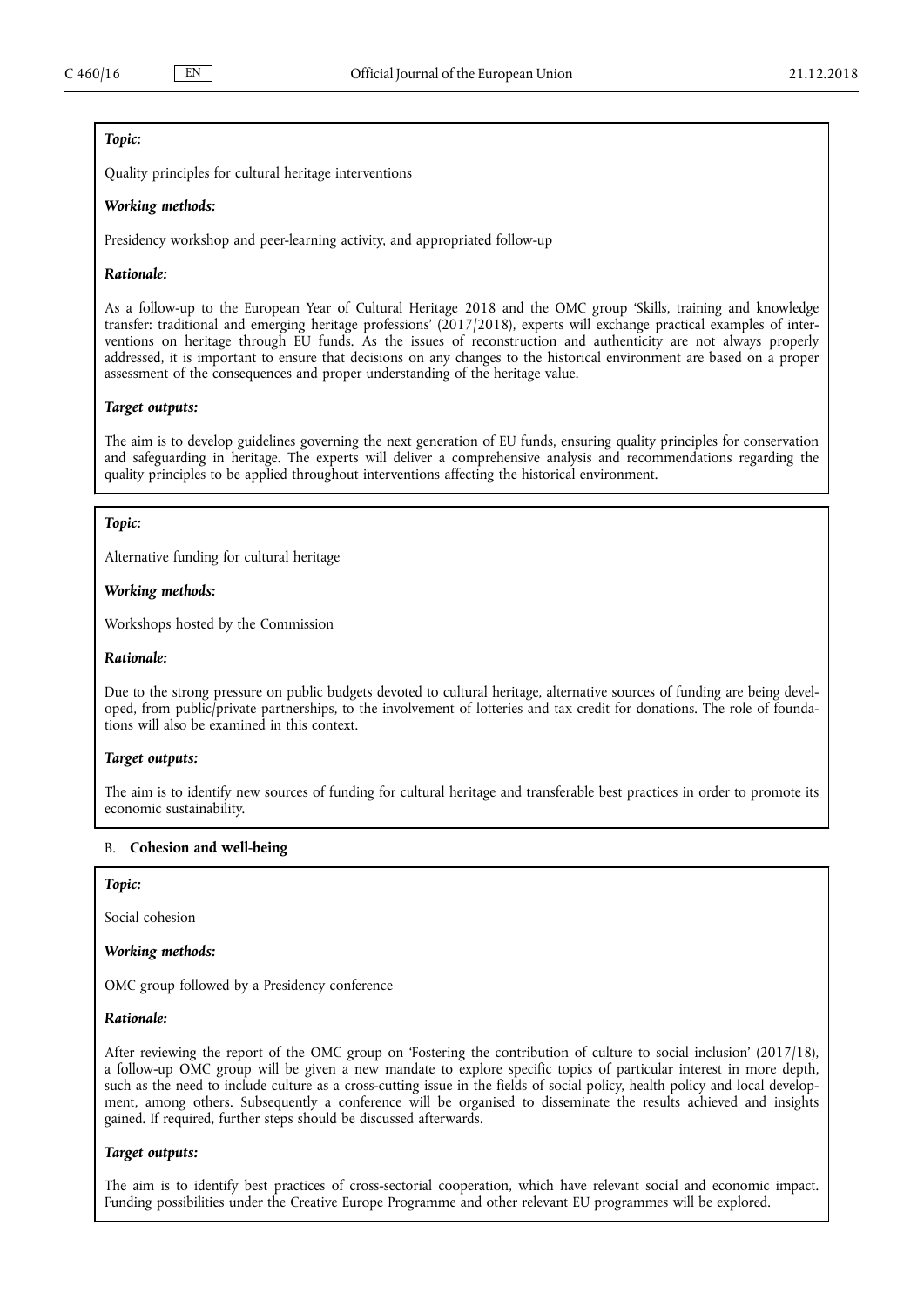***Topic:***

Quality principles for cultural heritage interventions

***Working methods:***

Presidency workshop and peer-learning activity, and appropriated follow-up

***Rationale:***

As a follow-up to the European Year of Cultural Heritage 2018 and the OMC group 'Skills, training and knowledge transfer: traditional and emerging heritage professions' (2017/2018), experts will exchange practical examples of interventions on heritage through EU funds. As the issues of reconstruction and authenticity are not always properly addressed, it is important to ensure that decisions on any changes to the historical environment are based on a proper assessment of the consequences and proper understanding of the heritage value.

***Target outputs:***

The aim is to develop guidelines governing the next generation of EU funds, ensuring quality principles for conservation and safeguarding in heritage. The experts will deliver a comprehensive analysis and recommendations regarding the quality principles to be applied throughout interventions affecting the historical environment.

***Topic:***

Alternative funding for cultural heritage

***Working methods:***

Workshops hosted by the Commission

***Rationale:***

Due to the strong pressure on public budgets devoted to cultural heritage, alternative sources of funding are being developed, from public/private partnerships, to the involvement of lotteries and tax credit for donations. The role of foundations will also be examined in this context.

***Target outputs:***

The aim is to identify new sources of funding for cultural heritage and transferable best practices in order to promote its economic sustainability.

## B. **Cohesion and well-being**

***Topic:***

Social cohesion

***Working methods:***

OMC group followed by a Presidency conference

***Rationale:***

After reviewing the report of the OMC group on 'Fostering the contribution of culture to social inclusion' (2017/18), a follow-up OMC group will be given a new mandate to explore specific topics of particular interest in more depth, such as the need to include culture as a cross-cutting issue in the fields of social policy, health policy and local development, among others. Subsequently a conference will be organised to disseminate the results achieved and insights gained. If required, further steps should be discussed afterwards.

***Target outputs:***

The aim is to identify best practices of cross-sectorial cooperation, which have relevant social and economic impact. Funding possibilities under the Creative Europe Programme and other relevant EU programmes will be explored.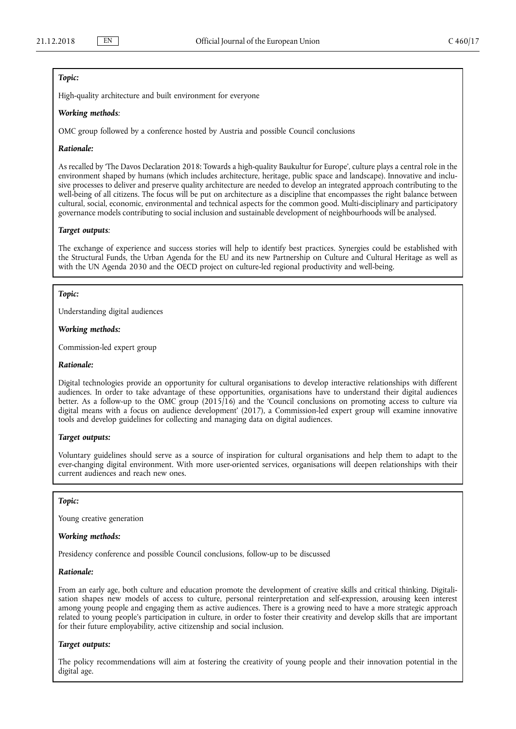***Topic:***

High-quality architecture and built environment for everyone

***Working methods*:**

OMC group followed by a conference hosted by Austria and possible Council conclusions

***Rationale:***

As recalled by 'The Davos Declaration 2018: Towards a high-quality Baukultur for Europe', culture plays a central role in the environment shaped by humans (which includes architecture, heritage, public space and landscape). Innovative and inclusive processes to deliver and preserve quality architecture are needed to develop an integrated approach contributing to the well-being of all citizens. The focus will be put on architecture as a discipline that encompasses the right balance between cultural, social, economic, environmental and technical aspects for the common good. Multi-disciplinary and participatory governance models contributing to social inclusion and sustainable development of neighbourhoods will be analysed.

***Target outputs*:**

The exchange of experience and success stories will help to identify best practices. Synergies could be established with the Structural Funds, the Urban Agenda for the EU and its new Partnership on Culture and Cultural Heritage as well as with the UN Agenda 2030 and the OECD project on culture-led regional productivity and well-being.

***Topic:***

Understanding digital audiences

***Working methods:***

Commission-led expert group

***Rationale:***

Digital technologies provide an opportunity for cultural organisations to develop interactive relationships with different audiences. In order to take advantage of these opportunities, organisations have to understand their digital audiences better. As a follow-up to the OMC group (2015/16) and the 'Council conclusions on promoting access to culture via digital means with a focus on audience development' (2017), a Commission-led expert group will examine innovative tools and develop guidelines for collecting and managing data on digital audiences.

***Target outputs:***

Voluntary guidelines should serve as a source of inspiration for cultural organisations and help them to adapt to the ever-changing digital environment. With more user-oriented services, organisations will deepen relationships with their current audiences and reach new ones.

***Topic:***

Young creative generation

***Working methods:***

Presidency conference and possible Council conclusions, follow-up to be discussed

***Rationale:***

From an early age, both culture and education promote the development of creative skills and critical thinking. Digitalisation shapes new models of access to culture, personal reinterpretation and self-expression, arousing keen interest among young people and engaging them as active audiences. There is a growing need to have a more strategic approach related to young people's participation in culture, in order to foster their creativity and develop skills that are important for their future employability, active citizenship and social inclusion.

***Target outputs:***

The policy recommendations will aim at fostering the creativity of young people and their innovation potential in the digital age.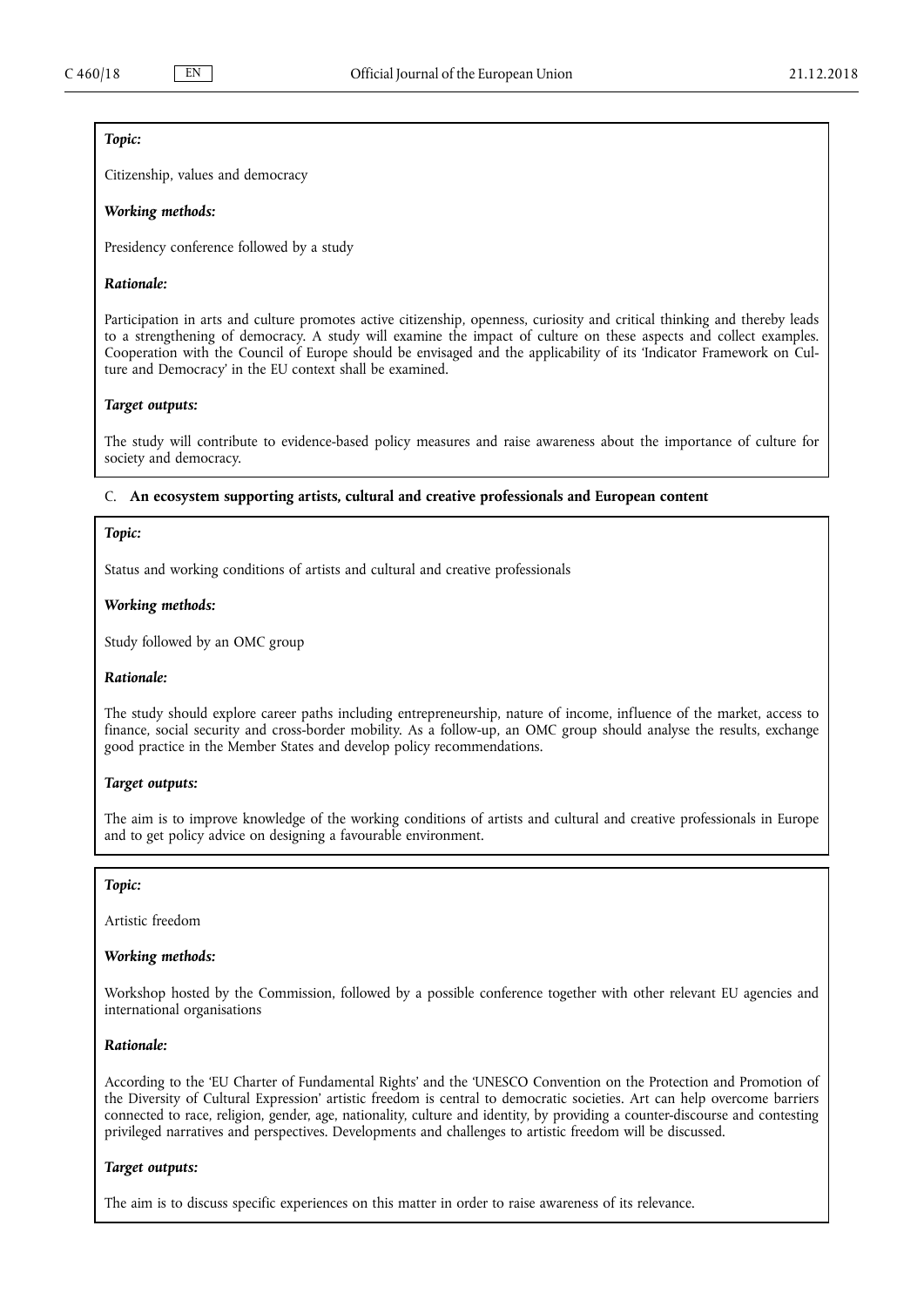***Topic:***

Citizenship, values and democracy

***Working methods:***

Presidency conference followed by a study

***Rationale:***

Participation in arts and culture promotes active citizenship, openness, curiosity and critical thinking and thereby leads to a strengthening of democracy. A study will examine the impact of culture on these aspects and collect examples. Cooperation with the Council of Europe should be envisaged and the applicability of its 'Indicator Framework on Culture and Democracy' in the EU context shall be examined.

***Target outputs:***

The study will contribute to evidence-based policy measures and raise awareness about the importance of culture for society and democracy.

C. **An ecosystem supporting artists, cultural and creative professionals and European content**

***Topic:***

Status and working conditions of artists and cultural and creative professionals

***Working methods:***

Study followed by an OMC group

***Rationale:***

The study should explore career paths including entrepreneurship, nature of income, influence of the market, access to finance, social security and cross-border mobility. As a follow-up, an OMC group should analyse the results, exchange good practice in the Member States and develop policy recommendations.

***Target outputs:***

The aim is to improve knowledge of the working conditions of artists and cultural and creative professionals in Europe and to get policy advice on designing a favourable environment.

***Topic:***

Artistic freedom

***Working methods:***

Workshop hosted by the Commission, followed by a possible conference together with other relevant EU agencies and international organisations

***Rationale:***

According to the 'EU Charter of Fundamental Rights' and the 'UNESCO Convention on the Protection and Promotion of the Diversity of Cultural Expression' artistic freedom is central to democratic societies. Art can help overcome barriers connected to race, religion, gender, age, nationality, culture and identity, by providing a counter-discourse and contesting privileged narratives and perspectives. Developments and challenges to artistic freedom will be discussed.

***Target outputs:***

The aim is to discuss specific experiences on this matter in order to raise awareness of its relevance.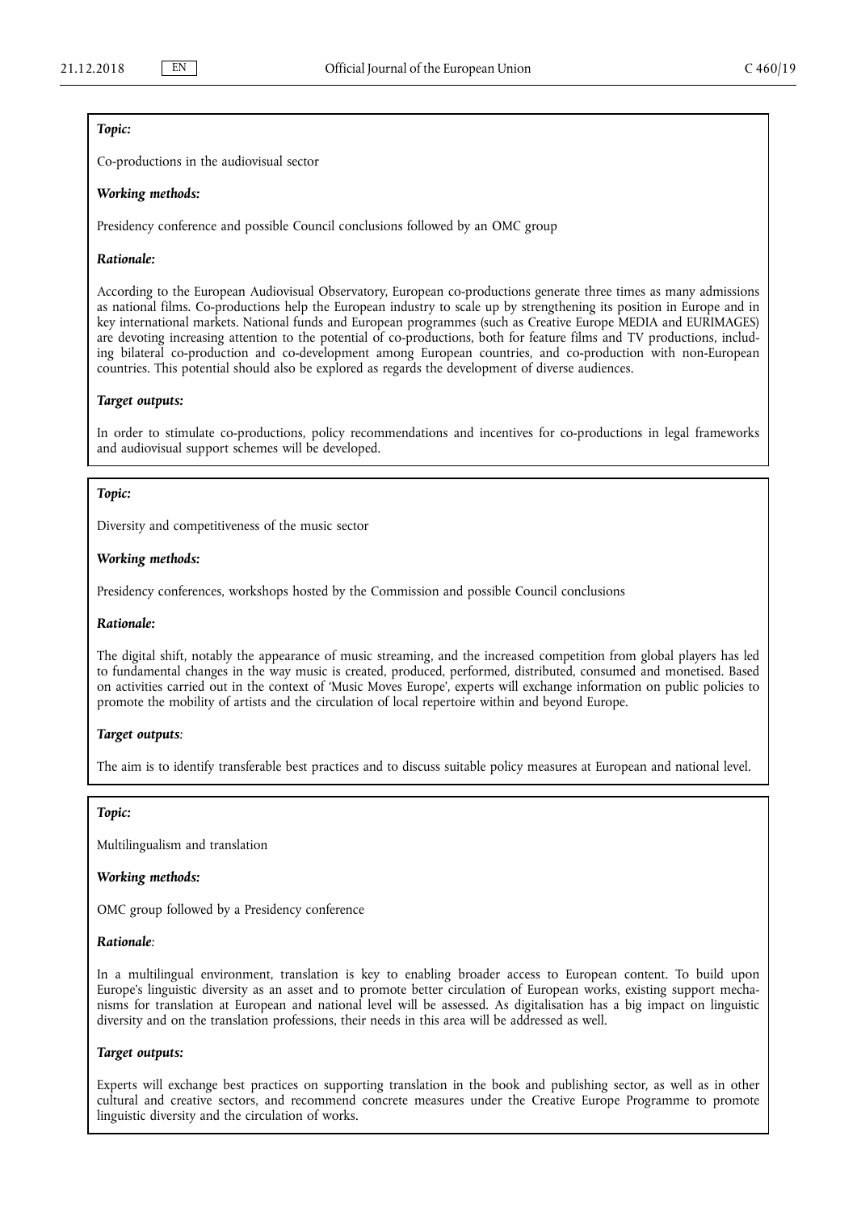***Topic:***

Co-productions in the audiovisual sector

***Working methods:***

Presidency conference and possible Council conclusions followed by an OMC group

***Rationale:***

According to the European Audiovisual Observatory, European co-productions generate three times as many admissions as national films. Co-productions help the European industry to scale up by strengthening its position in Europe and in key international markets. National funds and European programmes (such as Creative Europe MEDIA and EURIMAGES) are devoting increasing attention to the potential of co-productions, both for feature films and TV productions, including bilateral co-production and co-development among European countries, and co-production with non-European countries. This potential should also be explored as regards the development of diverse audiences.

***Target outputs:***

In order to stimulate co-productions, policy recommendations and incentives for co-productions in legal frameworks and audiovisual support schemes will be developed.

***Topic:***

Diversity and competitiveness of the music sector

***Working methods:***

Presidency conferences, workshops hosted by the Commission and possible Council conclusions

***Rationale:***

The digital shift, notably the appearance of music streaming, and the increased competition from global players has led to fundamental changes in the way music is created, produced, performed, distributed, consumed and monetised. Based on activities carried out in the context of 'Music Moves Europe', experts will exchange information on public policies to promote the mobility of artists and the circulation of local repertoire within and beyond Europe.

***Target outputs***:

The aim is to identify transferable best practices and to discuss suitable policy measures at European and national level.

***Topic:***

Multilingualism and translation

***Working methods:***

OMC group followed by a Presidency conference

***Rationale***:

In a multilingual environment, translation is key to enabling broader access to European content. To build upon Europe's linguistic diversity as an asset and to promote better circulation of European works, existing support mechanisms for translation at European and national level will be assessed. As digitalisation has a big impact on linguistic diversity and on the translation professions, their needs in this area will be addressed as well.

***Target outputs:***

Experts will exchange best practices on supporting translation in the book and publishing sector, as well as in other cultural and creative sectors, and recommend concrete measures under the Creative Europe Programme to promote linguistic diversity and the circulation of works.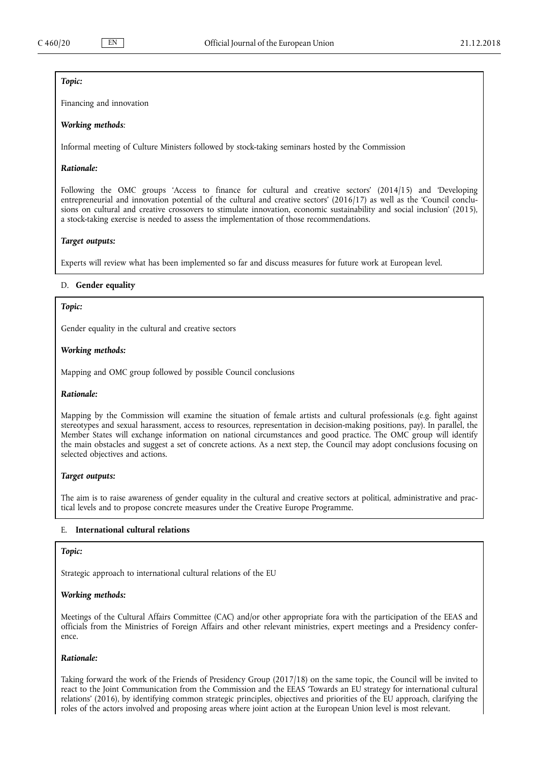*Topic:*

Financing and innovation

*Working methods:*

Informal meeting of Culture Ministers followed by stock-taking seminars hosted by the Commission

*Rationale:*

Following the OMC groups 'Access to finance for cultural and creative sectors' (2014/15) and 'Developing entrepreneurial and innovation potential of the cultural and creative sectors' (2016/17) as well as the 'Council conclusions on cultural and creative crossovers to stimulate innovation, economic sustainability and social inclusion' (2015), a stock-taking exercise is needed to assess the implementation of those recommendations.

*Target outputs:*

Experts will review what has been implemented so far and discuss measures for future work at European level.

D. **Gender equality**

*Topic:*

Gender equality in the cultural and creative sectors

*Working methods:*

Mapping and OMC group followed by possible Council conclusions

*Rationale:*

Mapping by the Commission will examine the situation of female artists and cultural professionals (e.g. fight against stereotypes and sexual harassment, access to resources, representation in decision-making positions, pay). In parallel, the Member States will exchange information on national circumstances and good practice. The OMC group will identify the main obstacles and suggest a set of concrete actions. As a next step, the Council may adopt conclusions focusing on selected objectives and actions.

*Target outputs:*

The aim is to raise awareness of gender equality in the cultural and creative sectors at political, administrative and practical levels and to propose concrete measures under the Creative Europe Programme.

E. **International cultural relations**

*Topic:*

Strategic approach to international cultural relations of the EU

*Working methods:*

Meetings of the Cultural Affairs Committee (CAC) and/or other appropriate fora with the participation of the EEAS and officials from the Ministries of Foreign Affairs and other relevant ministries, expert meetings and a Presidency conference.

*Rationale:*

Taking forward the work of the Friends of Presidency Group (2017/18) on the same topic, the Council will be invited to react to the Joint Communication from the Commission and the EEAS 'Towards an EU strategy for international cultural relations' (2016), by identifying common strategic principles, objectives and priorities of the EU approach, clarifying the roles of the actors involved and proposing areas where joint action at the European Union level is most relevant.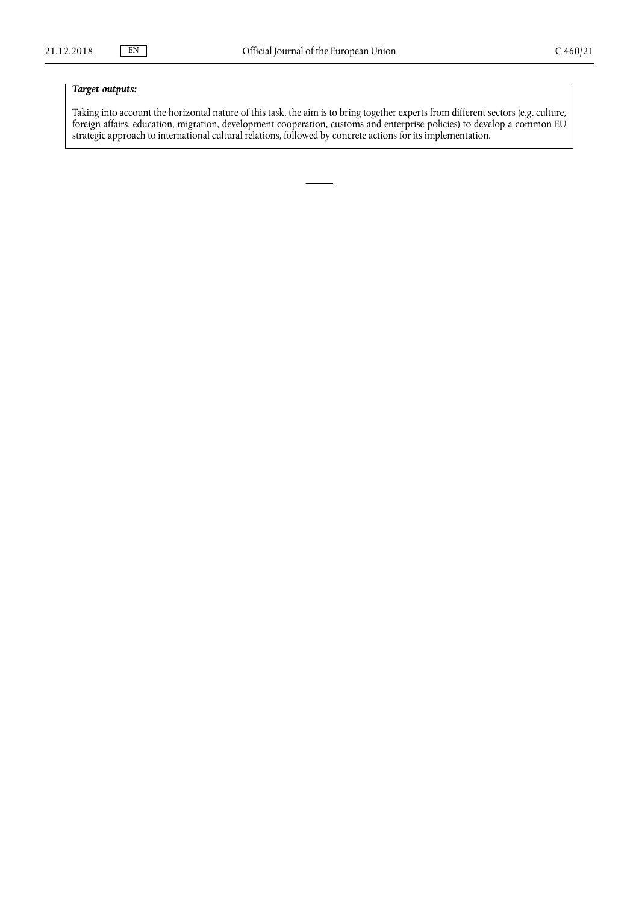***Target outputs:***

Taking into account the horizontal nature of this task, the aim is to bring together experts from different sectors (e.g. culture, foreign affairs, education, migration, development cooperation, customs and enterprise policies) to develop a common EU strategic approach to international cultural relations, followed by concrete actions for its implementation.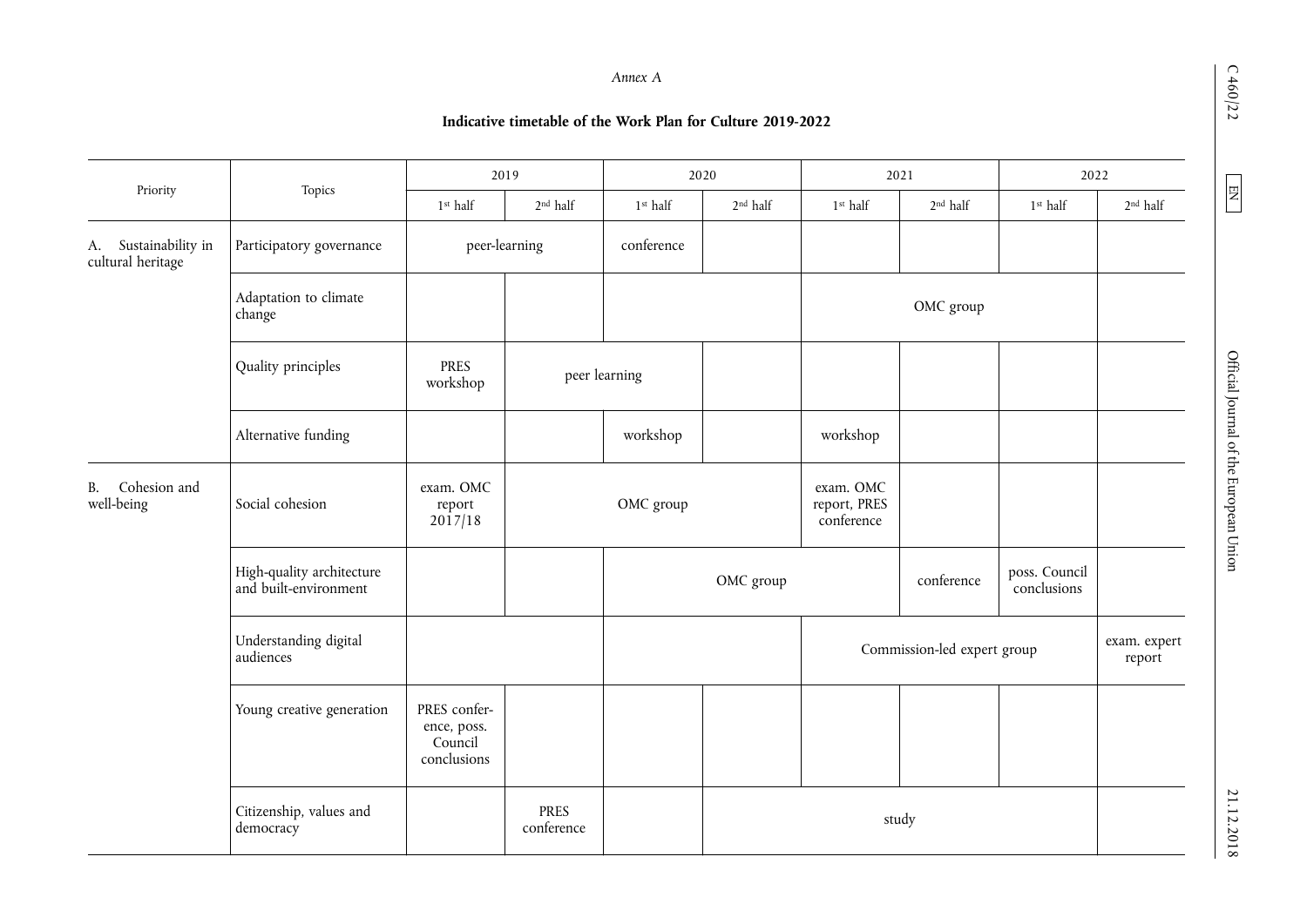*Annex A*

**Indicative timetable of the Work Plan for Culture 2019-2022**

| Priority | Topics | 2019 | | 2020 | | 2021 | | 2022 | |
|---|---|---|---|---|---|---|---|---|---|
| | | 1st half | 2nd half | 1st half | 2nd half | 1st half | 2nd half | 1st half | 2nd half |
| A. Sustainability in cultural heritage | Participatory governance | peer-learning | | conference | | | | | |
| | Adaptation to climate change | | | | | OMC group | | | |
| | Quality principles | PRES workshop | peer learning | | | | | | |
| | Alternative funding | | | workshop | | workshop | | | |
| B. Cohesion and well-being | Social cohesion | exam. OMC report 2017/18 | OMC group | | | exam. OMC report, PRES conference | | | |
| | High-quality architecture and built-environment | | | OMC group | | | conference | poss. Council conclusions | |
| | Understanding digital audiences | | | | | Commission-led expert group | | | exam. expert report |
| | Young creative generation | PRES conference, poss. Council conclusions | | | | | | | |
| | Citizenship, values and democracy | | PRES conference | | study | | | | |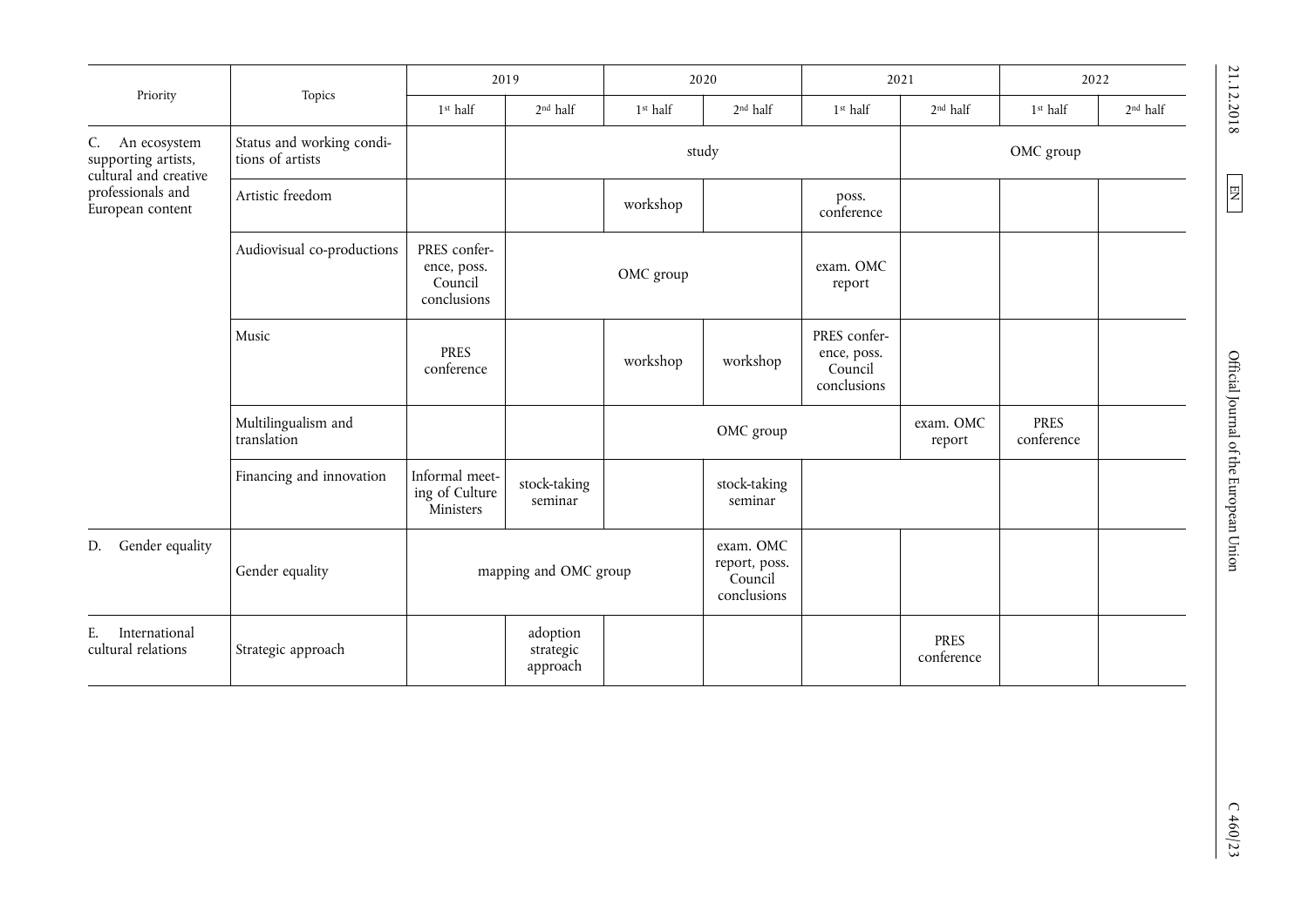| Priority | Topics | 2019 | | 2020 | | 2021 | | 2022 | |
|---|---|---|---|---|---|---|---|---|---|
| | | 1st half | 2nd half | 1st half | 2nd half | 1st half | 2nd half | 1st half | 2nd half |
| C. An ecosystem supporting artists, cultural and creative professionals and European content | Status and working conditions of artists | | study | | | | OMC group | | |
| | Artistic freedom | | | workshop | | poss. conference | | | |
| | Audiovisual co-productions | PRES conference, poss. Council conclusions | OMC group | | | exam. OMC report | | | |
| | Music | PRES conference | | workshop | workshop | PRES conference, poss. Council conclusions | | | |
| | Multilingualism and translation | | | OMC group | | | exam. OMC report | PRES conference | |
| | Financing and innovation | Informal meeting of Culture Ministers | stock-taking seminar | | stock-taking seminar | | | | |
| D. Gender equality | Gender equality | mapping and OMC group | | | exam. OMC report, poss. Council conclusions | | | | |
| E. International cultural relations | Strategic approach | | adoption strategic approach | | | | PRES conference | | |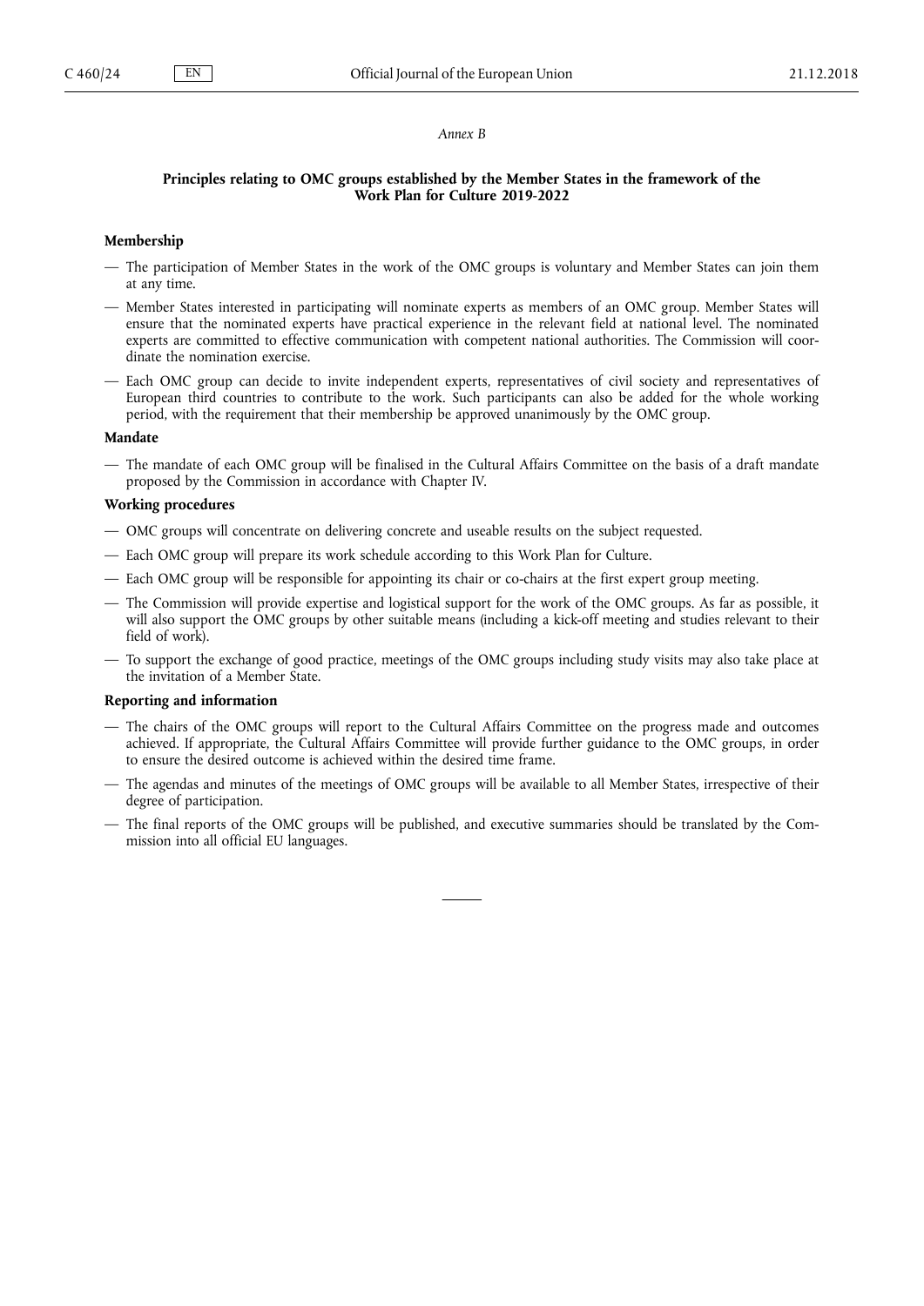*Annex B*

## Principles relating to OMC groups established by the Member States in the framework of the Work Plan for Culture 2019-2022

### Membership

— The participation of Member States in the work of the OMC groups is voluntary and Member States can join them at any time.

— Member States interested in participating will nominate experts as members of an OMC group. Member States will ensure that the nominated experts have practical experience in the relevant field at national level. The nominated experts are committed to effective communication with competent national authorities. The Commission will coordinate the nomination exercise.

— Each OMC group can decide to invite independent experts, representatives of civil society and representatives of European third countries to contribute to the work. Such participants can also be added for the whole working period, with the requirement that their membership be approved unanimously by the OMC group.

### Mandate

— The mandate of each OMC group will be finalised in the Cultural Affairs Committee on the basis of a draft mandate proposed by the Commission in accordance with Chapter IV.

### Working procedures

— OMC groups will concentrate on delivering concrete and useable results on the subject requested.

— Each OMC group will prepare its work schedule according to this Work Plan for Culture.

— Each OMC group will be responsible for appointing its chair or co-chairs at the first expert group meeting.

— The Commission will provide expertise and logistical support for the work of the OMC groups. As far as possible, it will also support the OMC groups by other suitable means (including a kick-off meeting and studies relevant to their field of work).

— To support the exchange of good practice, meetings of the OMC groups including study visits may also take place at the invitation of a Member State.

### Reporting and information

— The chairs of the OMC groups will report to the Cultural Affairs Committee on the progress made and outcomes achieved. If appropriate, the Cultural Affairs Committee will provide further guidance to the OMC groups, in order to ensure the desired outcome is achieved within the desired time frame.

— The agendas and minutes of the meetings of OMC groups will be available to all Member States, irrespective of their degree of participation.

— The final reports of the OMC groups will be published, and executive summaries should be translated by the Commission into all official EU languages.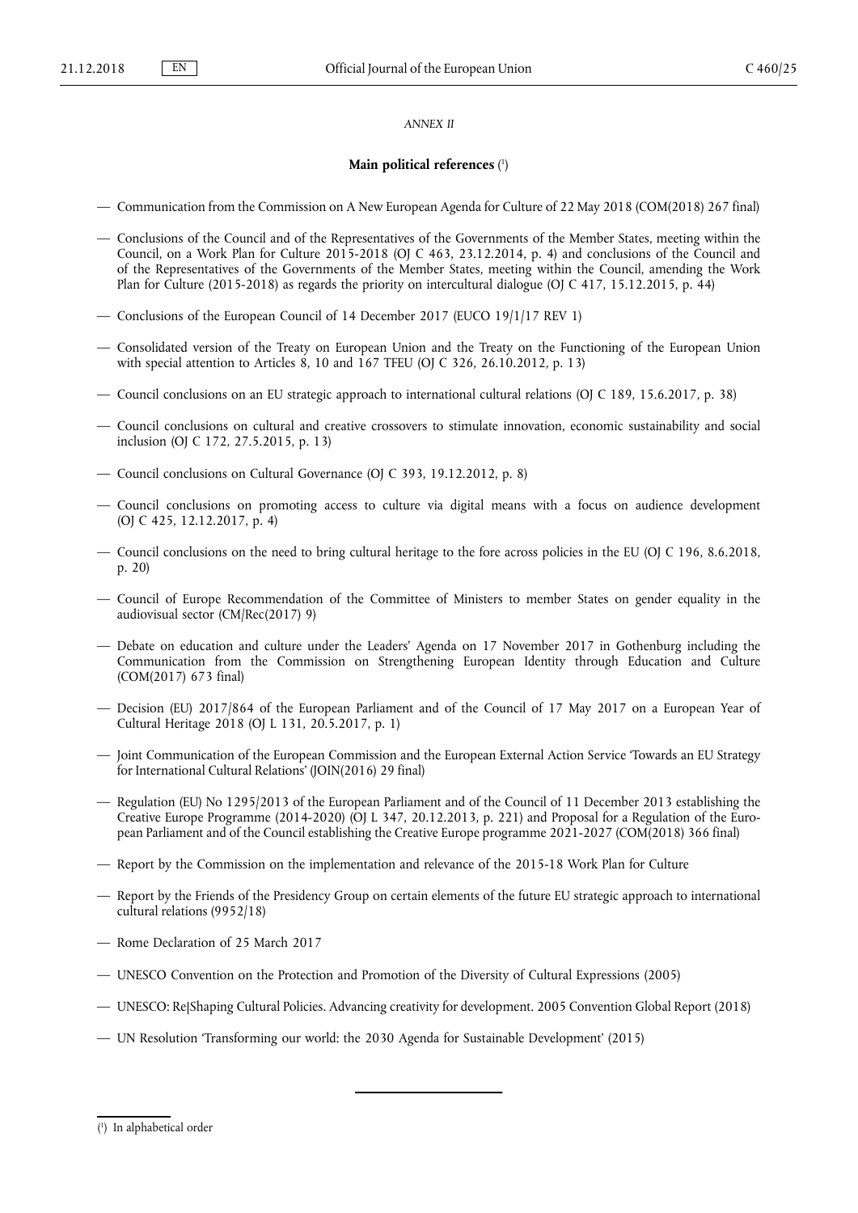*ANNEX II*

**Main political references** [1]

- Communication from the Commission on A New European Agenda for Culture of 22 May 2018 (COM(2018) 267 final)
- Conclusions of the Council and of the Representatives of the Governments of the Member States, meeting within the Council, on a Work Plan for Culture 2015-2018 (OJ C 463, 23.12.2014, p. 4) and conclusions of the Council and of the Representatives of the Governments of the Member States, meeting within the Council, amending the Work Plan for Culture (2015-2018) as regards the priority on intercultural dialogue (OJ C 417, 15.12.2015, p. 44)
- Conclusions of the European Council of 14 December 2017 (EUCO 19/1/17 REV 1)
- Consolidated version of the Treaty on European Union and the Treaty on the Functioning of the European Union with special attention to Articles 8, 10 and 167 TFEU (OJ C 326, 26.10.2012, p. 13)
- Council conclusions on an EU strategic approach to international cultural relations (OJ C 189, 15.6.2017, p. 38)
- Council conclusions on cultural and creative crossovers to stimulate innovation, economic sustainability and social inclusion (OJ C 172, 27.5.2015, p. 13)
- Council conclusions on Cultural Governance (OJ C 393, 19.12.2012, p. 8)
- Council conclusions on promoting access to culture via digital means with a focus on audience development (OJ C 425, 12.12.2017, p. 4)
- Council conclusions on the need to bring cultural heritage to the fore across policies in the EU (OJ C 196, 8.6.2018, p. 20)
- Council of Europe Recommendation of the Committee of Ministers to member States on gender equality in the audiovisual sector (CM/Rec(2017) 9)
- Debate on education and culture under the Leaders' Agenda on 17 November 2017 in Gothenburg including the Communication from the Commission on Strengthening European Identity through Education and Culture (COM(2017) 673 final)
- Decision (EU) 2017/864 of the European Parliament and of the Council of 17 May 2017 on a European Year of Cultural Heritage 2018 (OJ L 131, 20.5.2017, p. 1)
- Joint Communication of the European Commission and the European External Action Service 'Towards an EU Strategy for International Cultural Relations' (JOIN(2016) 29 final)
- Regulation (EU) No 1295/2013 of the European Parliament and of the Council of 11 December 2013 establishing the Creative Europe Programme (2014-2020) (OJ L 347, 20.12.2013, p. 221) and Proposal for a Regulation of the European Parliament and of the Council establishing the Creative Europe programme 2021-2027 (COM(2018) 366 final)
- Report by the Commission on the implementation and relevance of the 2015-18 Work Plan for Culture
- Report by the Friends of the Presidency Group on certain elements of the future EU strategic approach to international cultural relations (9952/18)
- Rome Declaration of 25 March 2017
- UNESCO Convention on the Protection and Promotion of the Diversity of Cultural Expressions (2005)
- UNESCO: Re|Shaping Cultural Policies. Advancing creativity for development. 2005 Convention Global Report (2018)
- UN Resolution 'Transforming our world: the 2030 Agenda for Sustainable Development' (2015)

---

[1] In alphabetical order